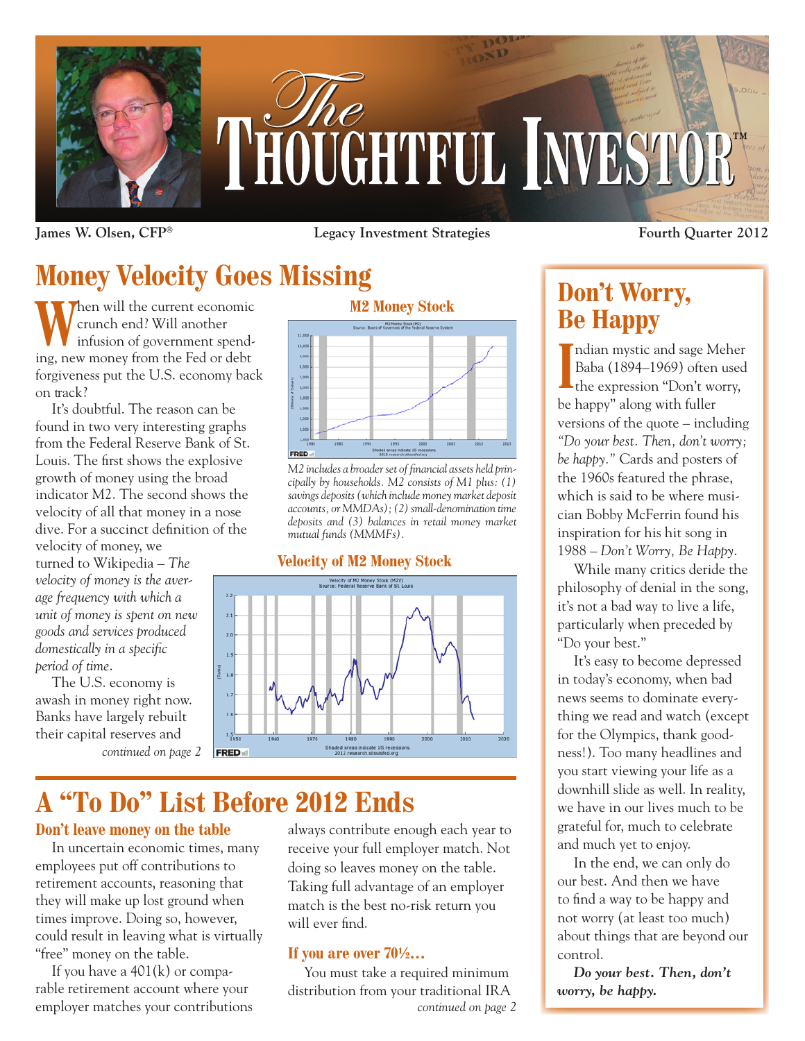# The Thoughtful Investor™

**James W. Olsen, CFP®** | **Legacy Investment Strategies** | **Fourth Quarter 2012**

## Money Velocity Goes Missing

When will the current economic crunch end? Will another infusion of government spending, new money from the Fed or debt forgiveness put the U.S. economy back on track?

It's doubtful. The reason can be found in two very interesting graphs from the Federal Reserve Bank of St. Louis. The first shows the explosive growth of money using the broad indicator M2. The second shows the velocity of all that money in a nose dive. For a succinct definition of the velocity of money, we turned to Wikipedia – *The velocity of money is the average frequency with which a unit of money is spent on new goods and services produced domestically in a specific period of time*.

The U.S. economy is awash in money right now. Banks have largely rebuilt their capital reserves and

*continued on page 2*

**M2 Money Stock**

*M2 includes a broader set of financial assets held principally by households. M2 consists of M1 plus: (1) savings deposits (which include money market deposit accounts, or MMDAs); (2) small-denomination time deposits and (3) balances in retail money market mutual funds (MMMFs).*

**Velocity of M2 Money Stock**

## A "To Do" List Before 2012 Ends

### Don't leave money on the table

In uncertain economic times, many employees put off contributions to retirement accounts, reasoning that they will make up lost ground when times improve. Doing so, however, could result in leaving what is virtually "free" money on the table.

If you have a 401(k) or comparable retirement account where your employer matches your contributions always contribute enough each year to receive your full employer match. Not doing so leaves money on the table. Taking full advantage of an employer match is the best no-risk return you will ever find.

### If you are over 70½…

You must take a required minimum distribution from your traditional IRA

*continued on page 2*

## Don't Worry, Be Happy

Indian mystic and sage Meher Baba (1894–1969) often used the expression "Don't worry, be happy" along with fuller versions of the quote – including *"Do your best. Then, don't worry; be happy."* Cards and posters of the 1960s featured the phrase, which is said to be where musician Bobby McFerrin found his inspiration for his hit song in 1988 – *Don't Worry, Be Happy*.

While many critics deride the philosophy of denial in the song, it's not a bad way to live a life, particularly when preceded by "Do your best."

It's easy to become depressed in today's economy, when bad news seems to dominate everything we read and watch (except for the Olympics, thank goodness!). Too many headlines and you start viewing your life as a downhill slide as well. In reality, we have in our lives much to be grateful for, much to celebrate and much yet to enjoy.

In the end, we can only do our best. And then we have to find a way to be happy and not worry (at least too much) about things that are beyond our control.

***Do your best. Then, don't worry, be happy.***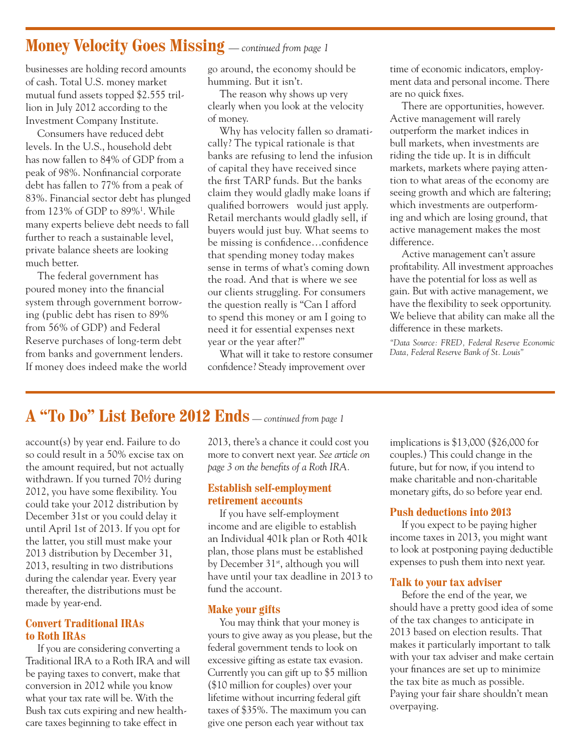## Money Velocity Goes Missing *— continued from page 1*

businesses are holding record amounts of cash. Total U.S. money market mutual fund assets topped $2.555 trillion in July 2012 according to the Investment Company Institute.

Consumers have reduced debt levels. In the U.S., household debt has now fallen to 84% of GDP from a peak of 98%. Nonfinancial corporate debt has fallen to 77% from a peak of 83%. Financial sector debt has plunged from 123% of GDP to 89%[1]. While many experts believe debt needs to fall further to reach a sustainable level, private balance sheets are looking much better.

The federal government has poured money into the financial system through government borrowing (public debt has risen to 89% from 56% of GDP) and Federal Reserve purchases of long-term debt from banks and government lenders. If money does indeed make the world go around, the economy should be humming. But it isn't.

The reason why shows up very clearly when you look at the velocity of money.

Why has velocity fallen so dramatically? The typical rationale is that banks are refusing to lend the infusion of capital they have received since the first TARP funds. But the banks claim they would gladly make loans if qualified borrowers would just apply. Retail merchants would gladly sell, if buyers would just buy. What seems to be missing is confidence…confidence that spending money today makes sense in terms of what's coming down the road. And that is where we see our clients struggling. For consumers the question really is "Can I afford to spend this money or am I going to need it for essential expenses next year or the year after?"

What will it take to restore consumer confidence? Steady improvement over time of economic indicators, employment data and personal income. There are no quick fixes.

There are opportunities, however. Active management will rarely outperform the market indices in bull markets, when investments are riding the tide up. It is in difficult markets, markets where paying attention to what areas of the economy are seeing growth and which are faltering; which investments are outperforming and which are losing ground, that active management makes the most difference.

Active management can't assure profitability. All investment approaches have the potential for loss as well as gain. But with active management, we have the flexibility to seek opportunity. We believe that ability can make all the difference in these markets.

*"Data Source: FRED, Federal Reserve Economic Data, Federal Reserve Bank of St. Louis"*

## A "To Do" List Before 2012 Ends *— continued from page 1*

account(s) by year end. Failure to do so could result in a 50% excise tax on the amount required, but not actually withdrawn. If you turned 70½ during 2012, you have some flexibility. You could take your 2012 distribution by December 31st or you could delay it until April 1st of 2013. If you opt for the latter, you still must make your 2013 distribution by December 31, 2013, resulting in two distributions during the calendar year. Every year thereafter, the distributions must be made by year-end.

### Convert Traditional IRAs to Roth IRAs

If you are considering converting a Traditional IRA to a Roth IRA and will be paying taxes to convert, make that conversion in 2012 while you know what your tax rate will be. With the Bush tax cuts expiring and new healthcare taxes beginning to take effect in 2013, there's a chance it could cost you more to convert next year. *See article on page 3 on the benefits of a Roth IRA.*

### Establish self-employment retirement accounts

If you have self-employment income and are eligible to establish an Individual 401k plan or Roth 401k plan, those plans must be established by December 31st, although you will have until your tax deadline in 2013 to fund the account.

### Make your gifts

You may think that your money is yours to give away as you please, but the federal government tends to look on excessive gifting as estate tax evasion. Currently you can gift up to $5 million ($10 million for couples) over your lifetime without incurring federal gift taxes of 35%. The maximum you can give one person each year without tax implications is $13,000 ($26,000 for couples.) This could change in the future, but for now, if you intend to make charitable and non-charitable monetary gifts, do so before year end.

### Push deductions into 2013

If you expect to be paying higher income taxes in 2013, you might want to look at postponing paying deductible expenses to push them into next year.

### Talk to your tax adviser

Before the end of the year, we should have a pretty good idea of some of the tax changes to anticipate in 2013 based on election results. That makes it particularly important to talk with your tax adviser and make certain your finances are set up to minimize the tax bite as much as possible. Paying your fair share shouldn't mean overpaying.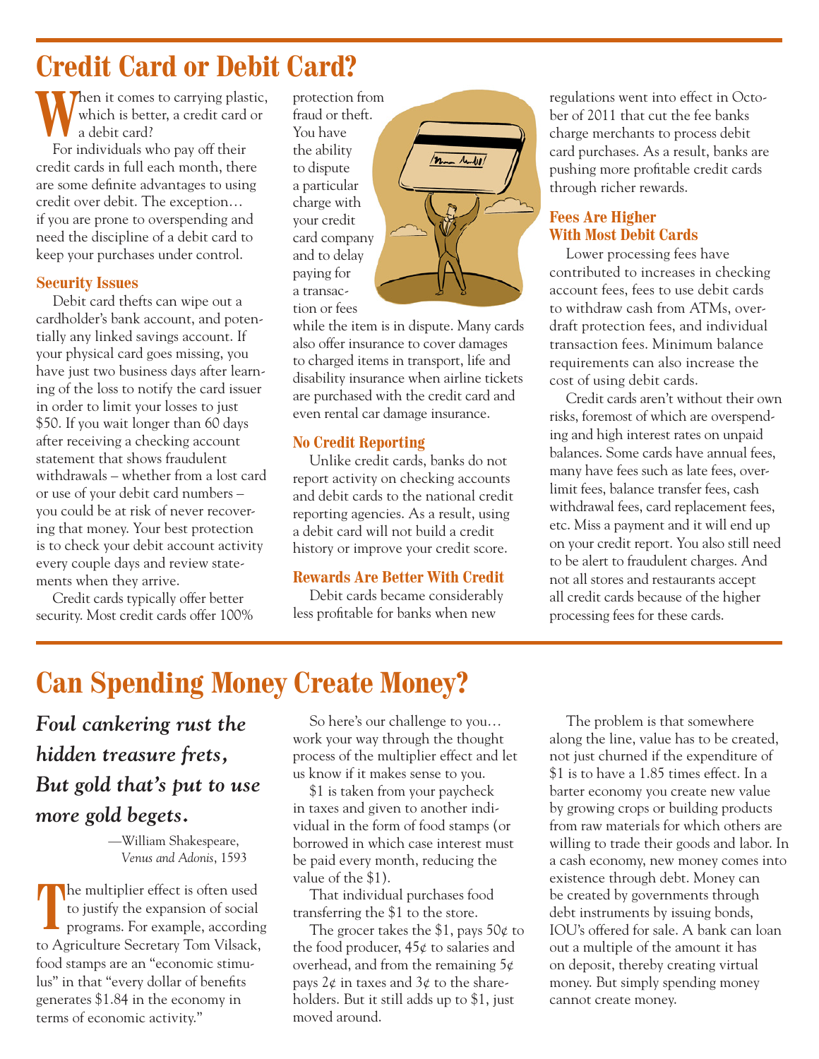# Credit Card or Debit Card?

When it comes to carrying plastic, which is better, a credit card or a debit card?

For individuals who pay off their credit cards in full each month, there are some definite advantages to using credit over debit. The exception… if you are prone to overspending and need the discipline of a debit card to keep your purchases under control.

### Security Issues

Debit card thefts can wipe out a cardholder's bank account, and potentially any linked savings account. If your physical card goes missing, you have just two business days after learning of the loss to notify the card issuer in order to limit your losses to just $50. If you wait longer than 60 days after receiving a checking account statement that shows fraudulent withdrawals – whether from a lost card or use of your debit card numbers – you could be at risk of never recovering that money. Your best protection is to check your debit account activity every couple days and review statements when they arrive.

Credit cards typically offer better security. Most credit cards offer 100% protection from fraud or theft. You have the ability to dispute a particular charge with your credit card company and to delay paying for a transaction or fees while the item is in dispute. Many cards also offer insurance to cover damages to charged items in transport, life and disability insurance when airline tickets are purchased with the credit card and even rental car damage insurance.

### No Credit Reporting

Unlike credit cards, banks do not report activity on checking accounts and debit cards to the national credit reporting agencies. As a result, using a debit card will not build a credit history or improve your credit score.

### Rewards Are Better With Credit

Debit cards became considerably less profitable for banks when new regulations went into effect in October of 2011 that cut the fee banks charge merchants to process debit card purchases. As a result, banks are pushing more profitable credit cards through richer rewards.

### Fees Are Higher With Most Debit Cards

Lower processing fees have contributed to increases in checking account fees, fees to use debit cards to withdraw cash from ATMs, overdraft protection fees, and individual transaction fees. Minimum balance requirements can also increase the cost of using debit cards.

Credit cards aren't without their own risks, foremost of which are overspending and high interest rates on unpaid balances. Some cards have annual fees, many have fees such as late fees, overlimit fees, balance transfer fees, cash withdrawal fees, card replacement fees, etc. Miss a payment and it will end up on your credit report. You also still need to be alert to fraudulent charges. And not all stores and restaurants accept all credit cards because of the higher processing fees for these cards.

# Can Spending Money Create Money?

***Foul cankering rust the hidden treasure frets, But gold that's put to use more gold begets.***

—William Shakespeare, *Venus and Adonis*, 1593

The multiplier effect is often used to justify the expansion of social programs. For example, according to Agriculture Secretary Tom Vilsack, food stamps are an "economic stimulus" in that "every dollar of benefits generates $1.84 in the economy in terms of economic activity."

So here's our challenge to you… work your way through the thought process of the multiplier effect and let us know if it makes sense to you.

$1 is taken from your paycheck in taxes and given to another individual in the form of food stamps (or borrowed in which case interest must be paid every month, reducing the value of the $1).

That individual purchases food transferring the $1 to the store.

The grocer takes the $1, pays 50¢ to the food producer, 45¢ to salaries and overhead, and from the remaining 5¢ pays 2¢ in taxes and 3¢ to the shareholders. But it still adds up to $1, just moved around.

The problem is that somewhere along the line, value has to be created, not just churned if the expenditure of $1 is to have a 1.85 times effect. In a barter economy you create new value by growing crops or building products from raw materials for which others are willing to trade their goods and labor. In a cash economy, new money comes into existence through debt. Money can be created by governments through debt instruments by issuing bonds, IOU's offered for sale. A bank can loan out a multiple of the amount it has on deposit, thereby creating virtual money. But simply spending money cannot create money.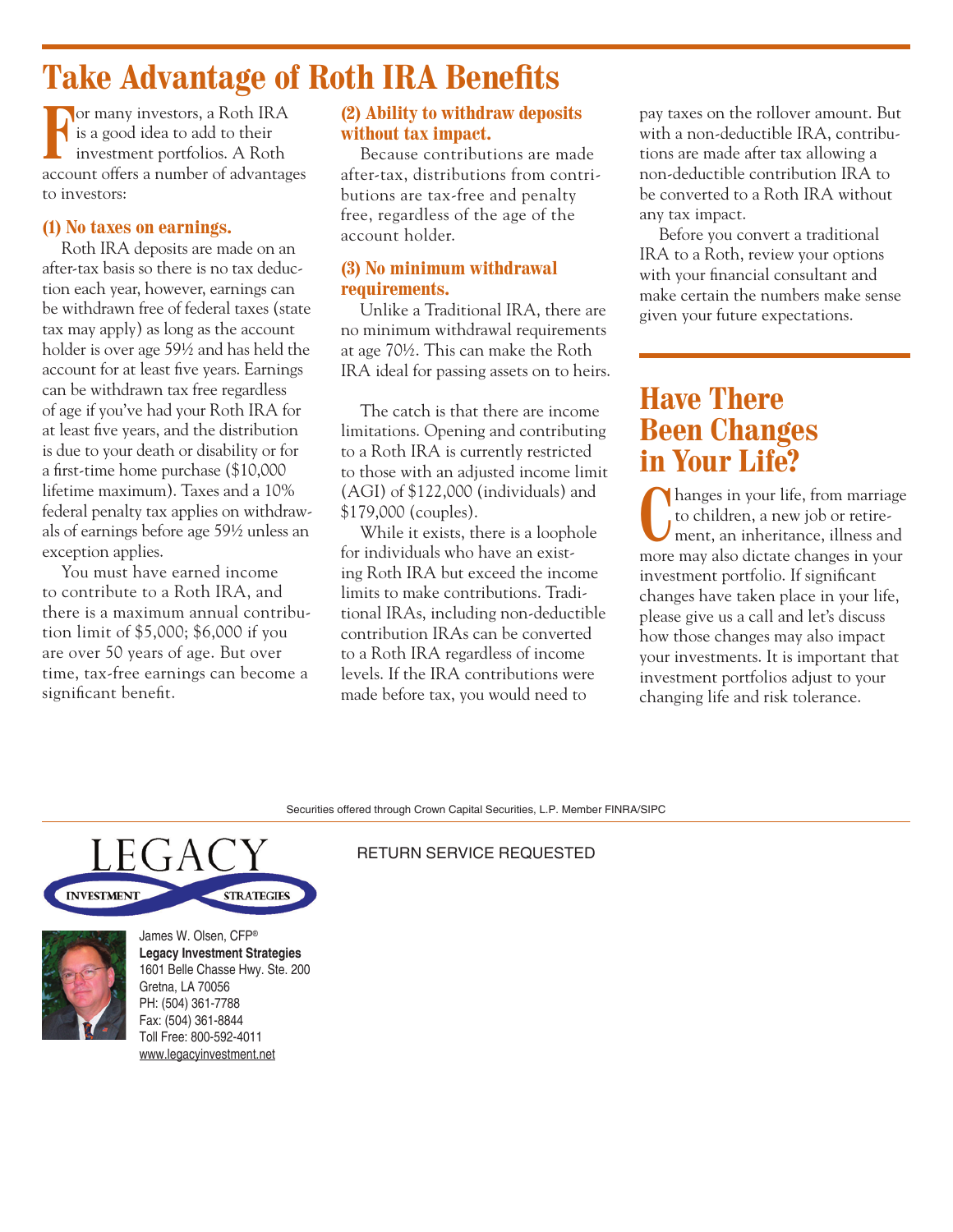# Take Advantage of Roth IRA Benefits

For many investors, a Roth IRA is a good idea to add to their investment portfolios. A Roth account offers a number of advantages to investors:

### (1) No taxes on earnings.

Roth IRA deposits are made on an after-tax basis so there is no tax deduction each year, however, earnings can be withdrawn free of federal taxes (state tax may apply) as long as the account holder is over age 59½ and has held the account for at least five years. Earnings can be withdrawn tax free regardless of age if you've had your Roth IRA for at least five years, and the distribution is due to your death or disability or for a first-time home purchase ($10,000 lifetime maximum). Taxes and a 10% federal penalty tax applies on withdrawals of earnings before age 59½ unless an exception applies.

You must have earned income to contribute to a Roth IRA, and there is a maximum annual contribution limit of $5,000; $6,000 if you are over 50 years of age. But over time, tax-free earnings can become a significant benefit.

### (2) Ability to withdraw deposits without tax impact.

Because contributions are made after-tax, distributions from contributions are tax-free and penalty free, regardless of the age of the account holder.

### (3) No minimum withdrawal requirements.

Unlike a Traditional IRA, there are no minimum withdrawal requirements at age 70½. This can make the Roth IRA ideal for passing assets on to heirs.

The catch is that there are income limitations. Opening and contributing to a Roth IRA is currently restricted to those with an adjusted income limit (AGI) of $122,000 (individuals) and $179,000 (couples).

While it exists, there is a loophole for individuals who have an existing Roth IRA but exceed the income limits to make contributions. Traditional IRAs, including non-deductible contribution IRAs can be converted to a Roth IRA regardless of income levels. If the IRA contributions were made before tax, you would need to pay taxes on the rollover amount. But with a non-deductible IRA, contributions are made after tax allowing a non-deductible contribution IRA to be converted to a Roth IRA without any tax impact.

Before you convert a traditional IRA to a Roth, review your options with your financial consultant and make certain the numbers make sense given your future expectations.

# Have There Been Changes in Your Life?

Changes in your life, from marriage to children, a new job or retirement, an inheritance, illness and more may also dictate changes in your investment portfolio. If significant changes have taken place in your life, please give us a call and let's discuss how those changes may also impact your investments. It is important that investment portfolios adjust to your changing life and risk tolerance.

Securities offered through Crown Capital Securities, L.P. Member FINRA/SIPC

LEGACY INVESTMENT STRATEGIES

RETURN SERVICE REQUESTED

James W. Olsen, CFP®
**Legacy Investment Strategies**
1601 Belle Chasse Hwy. Ste. 200
Gretna, LA 70056
PH: (504) 361-7788
Fax: (504) 361-8844
Toll Free: 800-592-4011
www.legacyinvestment.net